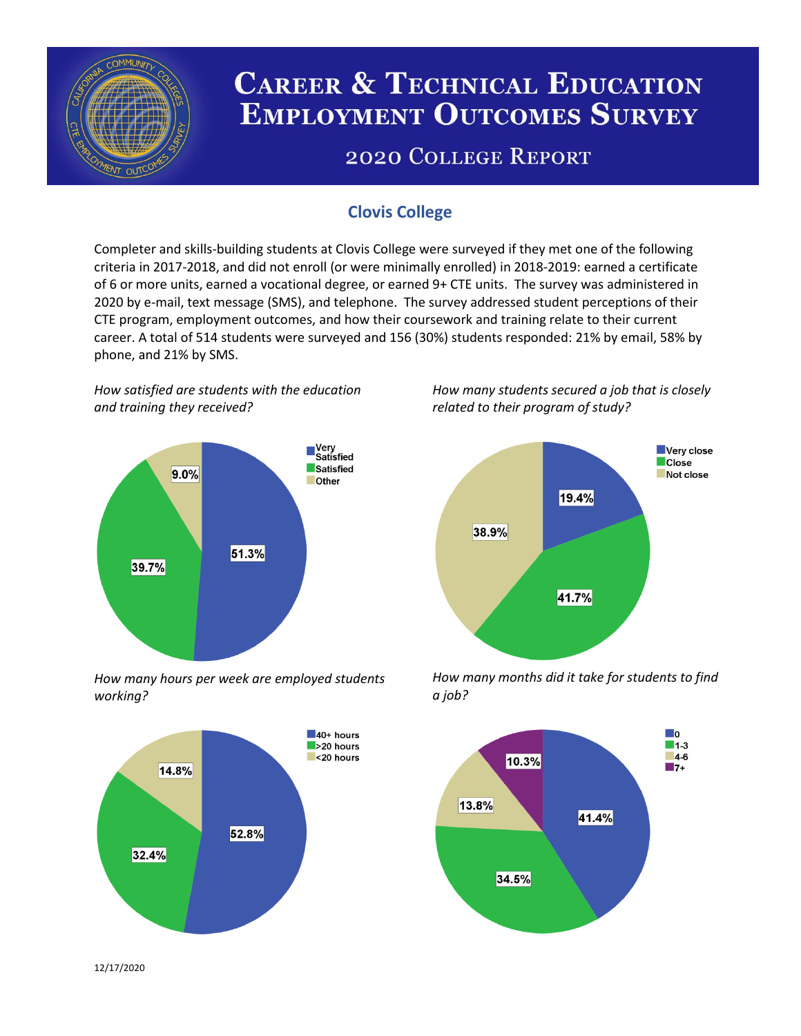# Career & Technical Education Employment Outcomes Survey

## 2020 College Report

### Clovis College

Completer and skills-building students at Clovis College were surveyed if they met one of the following criteria in 2017-2018, and did not enroll (or were minimally enrolled) in 2018-2019: earned a certificate of 6 or more units, earned a vocational degree, or earned 9+ CTE units. The survey was administered in 2020 by e-mail, text message (SMS), and telephone. The survey addressed student perceptions of their CTE program, employment outcomes, and how their coursework and training relate to their current career. A total of 514 students were surveyed and 156 (30%) students responded: 21% by email, 58% by phone, and 21% by SMS.

*How satisfied are students with the education and training they received?*

| Response | Percent |
| --- | --- |
| Very Satisfied | 51.3% |
| Satisfied | 39.7% |
| Other | 9.0% |

*How many students secured a job that is closely related to their program of study?*

| Response | Percent |
| --- | --- |
| Very close | 19.4% |
| Close | 41.7% |
| Not close | 38.9% |

*How many hours per week are employed students working?*

| Response | Percent |
| --- | --- |
| 40+ hours | 52.8% |
| >20 hours | 32.4% |
| <20 hours | 14.8% |

*How many months did it take for students to find a job?*

| Response | Percent |
| --- | --- |
| 0 | 41.4% |
| 1-3 | 34.5% |
| 4-6 | 13.8% |
| 7+ | 10.3% |

12/17/2020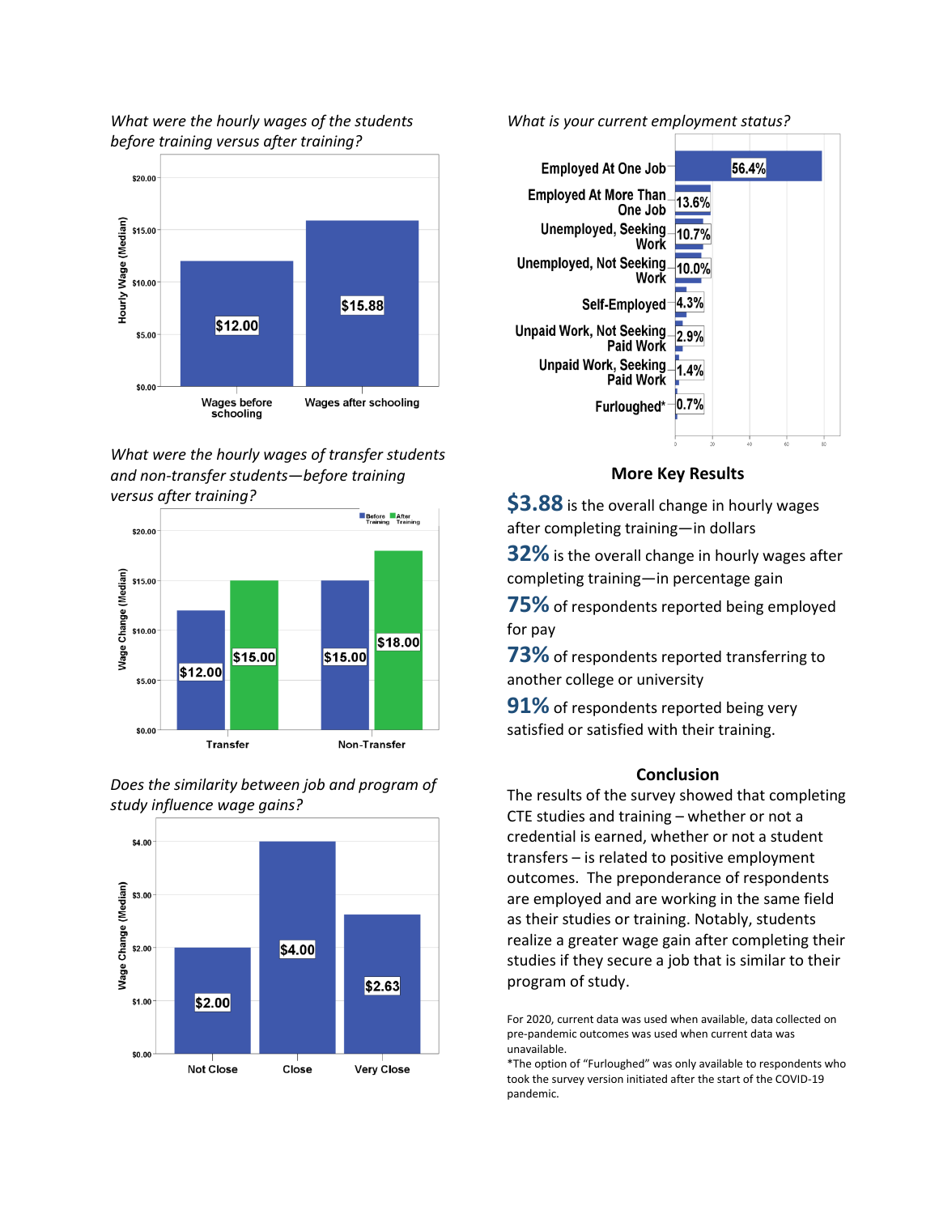*What were the hourly wages of the students before training versus after training?*

Hourly Wage (Median)

$20.00
$15.00
$10.00
$5.00
$0.00

$12.00
$15.88

Wages before schooling
Wages after schooling

*What were the hourly wages of transfer students and non-transfer students—before training versus after training?*

Before Training
After Training

Wage Change (Median)

$20.00
$15.00
$10.00
$5.00
$0.00

$12.00
$15.00
$15.00
$18.00

Transfer
Non-Transfer

*Does the similarity between job and program of study influence wage gains?*

Wage Change (Median)

$4.00
$3.00
$2.00
$1.00
$0.00

$2.00
$4.00
$2.63

Not Close
Close
Very Close

*What is your current employment status?*

Employed At One Job 56.4%
Employed At More Than One Job 13.6%
Unemployed, Seeking Work 10.7%
Unemployed, Not Seeking Work 10.0%
Self-Employed 4.3%
Unpaid Work, Not Seeking Paid Work 2.9%
Unpaid Work, Seeking Paid Work 1.4%
Furloughed* 0.7%

0
20
40
60
80

## More Key Results

**$3.88** is the overall change in hourly wages after completing training—in dollars

**32%** is the overall change in hourly wages after completing training—in percentage gain

**75%** of respondents reported being employed for pay

**73%** of respondents reported transferring to another college or university

**91%** of respondents reported being very satisfied or satisfied with their training.

## Conclusion

The results of the survey showed that completing CTE studies and training – whether or not a credential is earned, whether or not a student transfers – is related to positive employment outcomes. The preponderance of respondents are employed and are working in the same field as their studies or training. Notably, students realize a greater wage gain after completing their studies if they secure a job that is similar to their program of study.

For 2020, current data was used when available, data collected on pre-pandemic outcomes was used when current data was unavailable.
*The option of "Furloughed" was only available to respondents who took the survey version initiated after the start of the COVID-19 pandemic.